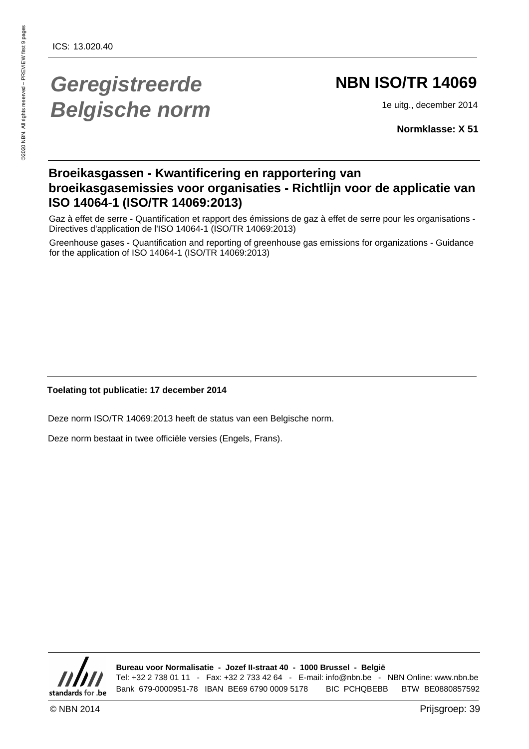ICS: 13.020.40

# *Geregistreerde Belgische norm*

# NBN ISO/TR 14069

1e uitg., december 2014

**Normklasse: X 51**

## Broeikasgassen - Kwantificering en rapportering van broeikasgasemissies voor organisaties - Richtlijn voor de applicatie van ISO 14064-1 (ISO/TR 14069:2013)

Gaz à effet de serre - Quantification et rapport des émissions de gaz à effet de serre pour les organisations - Directives d'application de l'ISO 14064-1 (ISO/TR 14069:2013)

Greenhouse gases - Quantification and reporting of greenhouse gas emissions for organizations - Guidance for the application of ISO 14064-1 (ISO/TR 14069:2013)

**Toelating tot publicatie: 17 december 2014**

Deze norm ISO/TR 14069:2013 heeft de status van een Belgische norm.

Deze norm bestaat in twee officiële versies (Engels, Frans).

**Bureau voor Normalisatie - Jozef II-straat 40 - 1000 Brussel - België**
Tel: +32 2 738 01 11 - Fax: +32 2 733 42 64 - E-mail: info@nbn.be - NBN Online: www.nbn.be
Bank 679-0000951-78 IBAN BE69 6790 0009 5178 BIC PCHQBEBB BTW BE0880857592

© NBN 2014

Prijsgroep: 39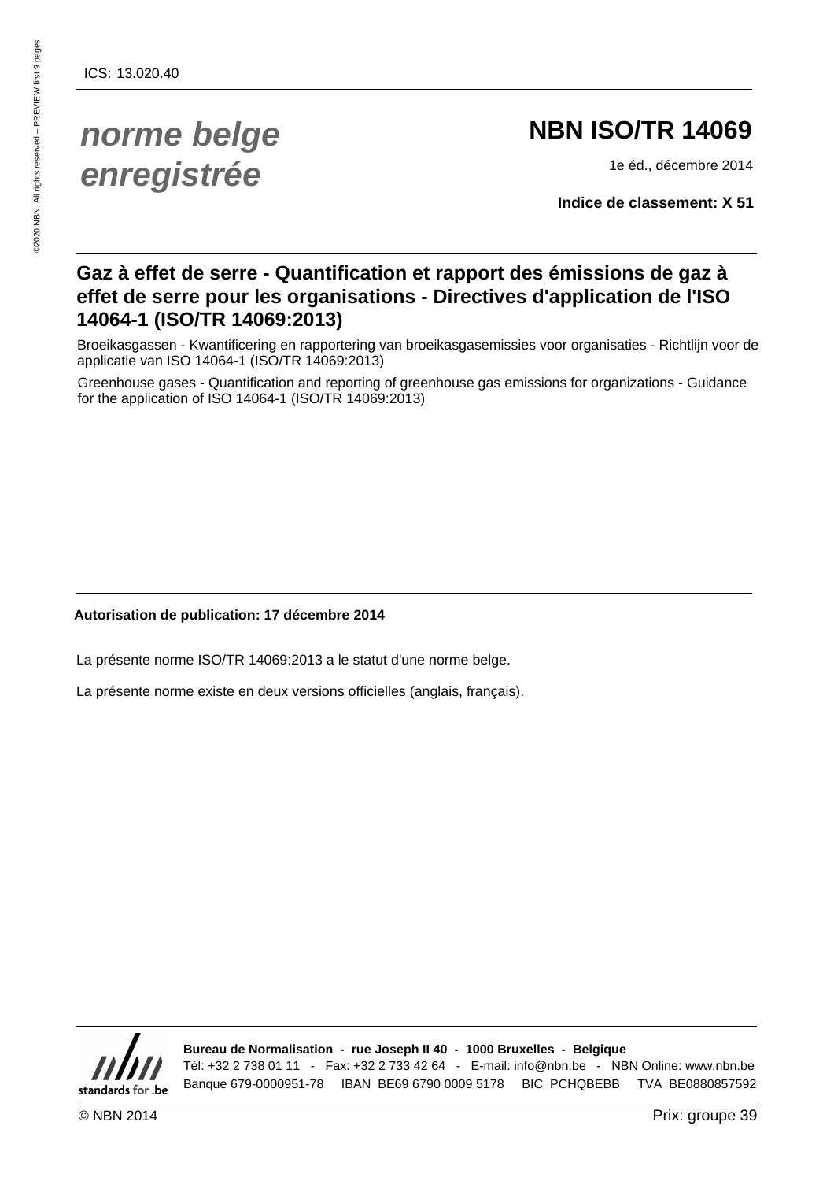ICS: 13.020.40

*norme belge enregistrée*

# NBN ISO/TR 14069

1e éd., décembre 2014

**Indice de classement: X 51**

## Gaz à effet de serre - Quantification et rapport des émissions de gaz à effet de serre pour les organisations - Directives d'application de l'ISO 14064-1 (ISO/TR 14069:2013)

Broeikasgassen - Kwantificering en rapportering van broeikasgasemissies voor organisaties - Richtlijn voor de applicatie van ISO 14064-1 (ISO/TR 14069:2013)

Greenhouse gases - Quantification and reporting of greenhouse gas emissions for organizations - Guidance for the application of ISO 14064-1 (ISO/TR 14069:2013)

**Autorisation de publication: 17 décembre 2014**

La présente norme ISO/TR 14069:2013 a le statut d'une norme belge.

La présente norme existe en deux versions officielles (anglais, français).

**Bureau de Normalisation - rue Joseph II 40 - 1000 Bruxelles - Belgique**
Tél: +32 2 738 01 11 - Fax: +32 2 733 42 64 - E-mail: info@nbn.be - NBN Online: www.nbn.be
Banque 679-0000951-78 IBAN BE69 6790 0009 5178 BIC PCHQBEBB TVA BE0880857592

© NBN 2014 Prix: groupe 39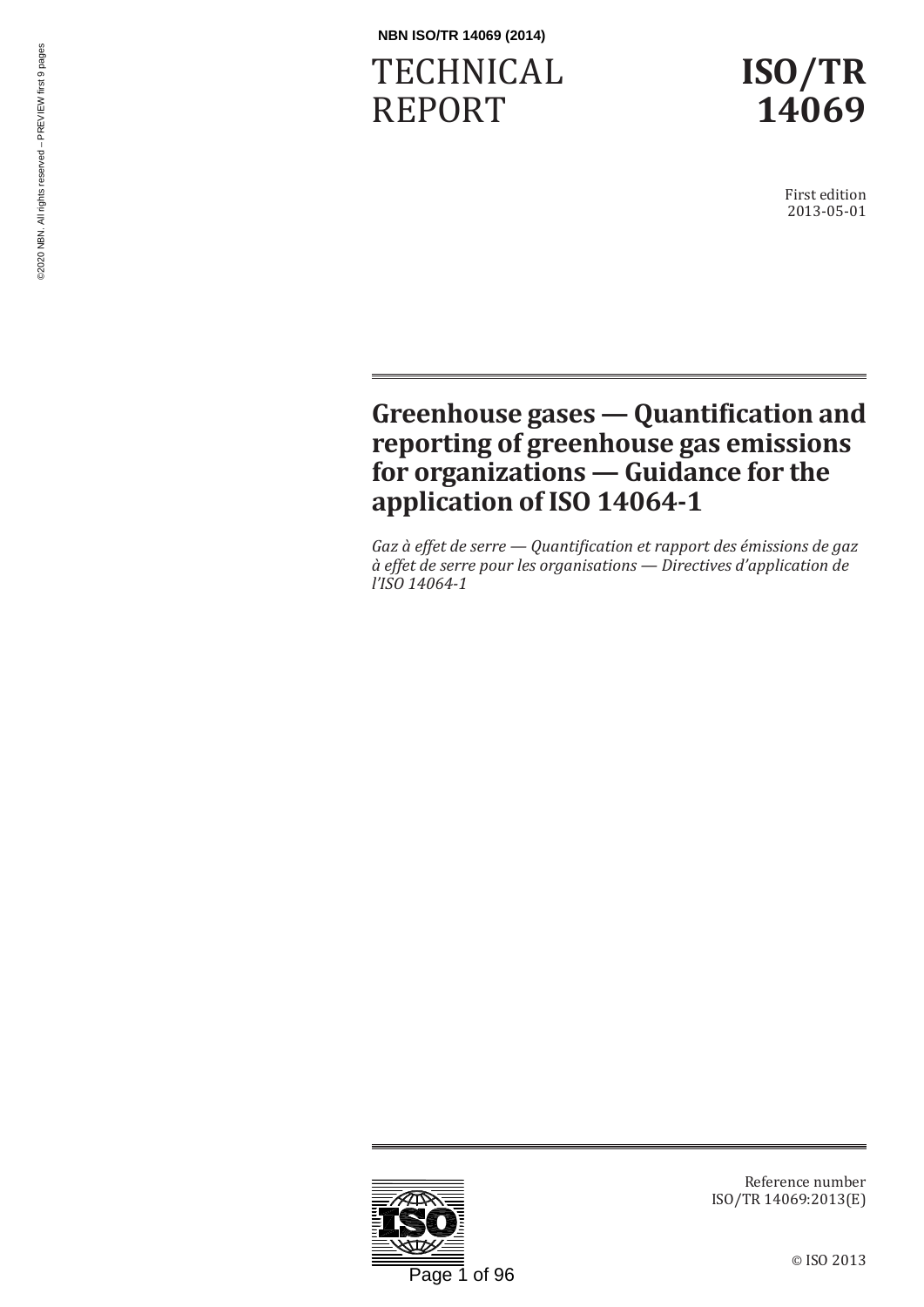# TECHNICAL REPORT

# ISO/TR 14069

First edition
2013-05-01

## Greenhouse gases — Quantification and reporting of greenhouse gas emissions for organizations — Guidance for the application of ISO 14064-1

*Gaz à effet de serre — Quantification et rapport des émissions de gaz à effet de serre pour les organisations — Directives d'application de l'ISO 14064-1*

Reference number
ISO/TR 14069:2013(E)

© ISO 2013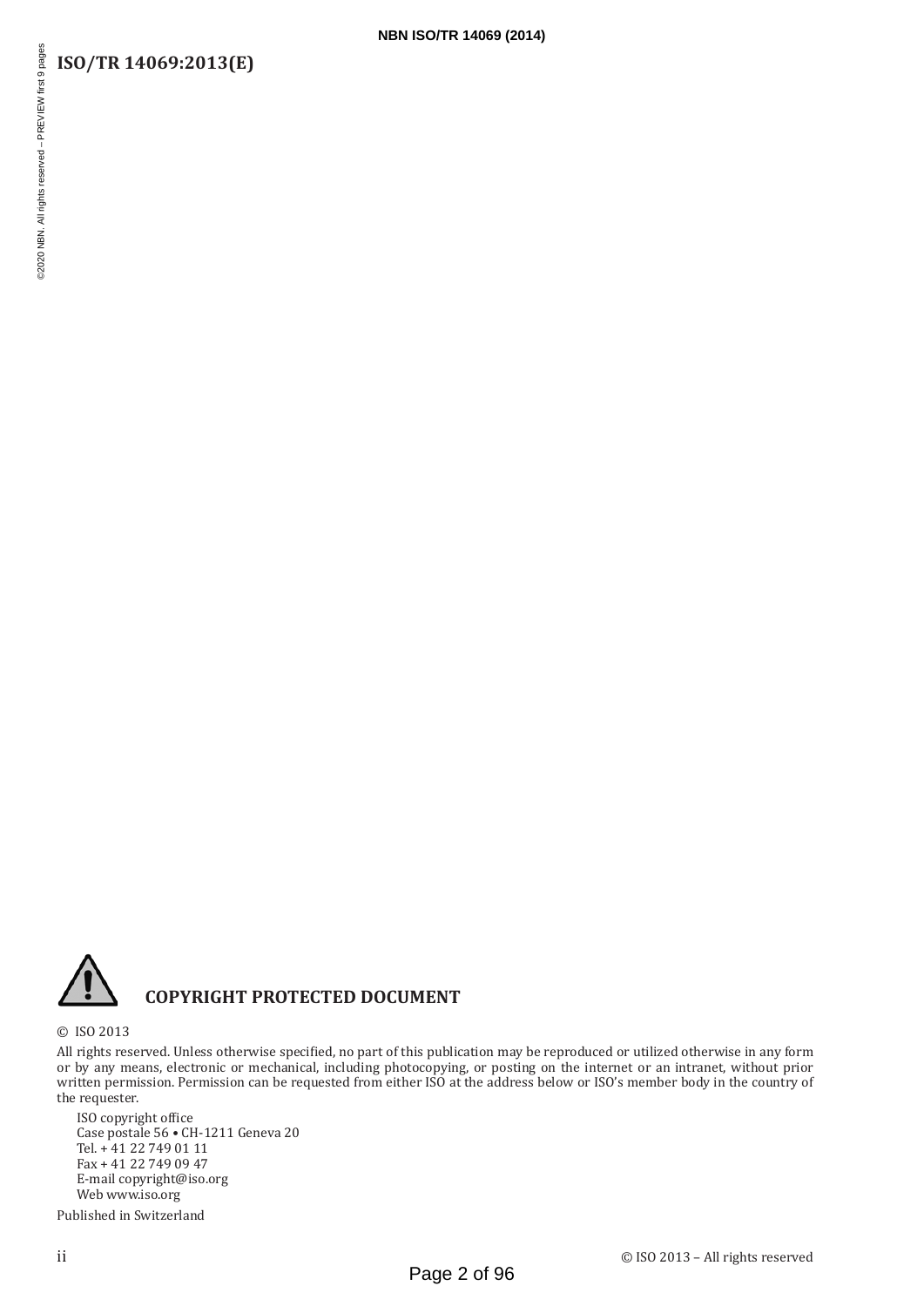**COPYRIGHT PROTECTED DOCUMENT**

© ISO 2013

All rights reserved. Unless otherwise specified, no part of this publication may be reproduced or utilized otherwise in any form or by any means, electronic or mechanical, including photocopying, or posting on the internet or an intranet, without prior written permission. Permission can be requested from either ISO at the address below or ISO's member body in the country of the requester.

ISO copyright office
Case postale 56 • CH-1211 Geneva 20
Tel. + 41 22 749 01 11
Fax + 41 22 749 09 47
E-mail copyright@iso.org
Web www.iso.org

Published in Switzerland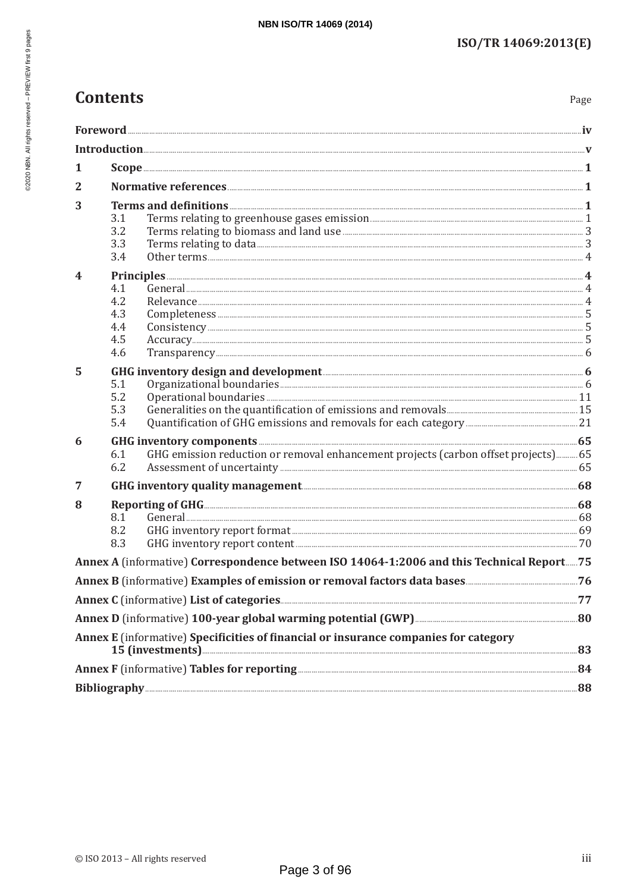# Contents

Page

**Foreword** ..... **iv**

**Introduction** ..... **v**

**1 Scope** ..... **1**

**2 Normative references** ..... **1**

**3 Terms and definitions** ..... **1**
- 3.1 Terms relating to greenhouse gases emission ..... 1
- 3.2 Terms relating to biomass and land use ..... 3
- 3.3 Terms relating to data ..... 3
- 3.4 Other terms ..... 4

**4 Principles** ..... **4**
- 4.1 General ..... 4
- 4.2 Relevance ..... 4
- 4.3 Completeness ..... 5
- 4.4 Consistency ..... 5
- 4.5 Accuracy ..... 5
- 4.6 Transparency ..... 6

**5 GHG inventory design and development** ..... **6**
- 5.1 Organizational boundaries ..... 6
- 5.2 Operational boundaries ..... 11
- 5.3 Generalities on the quantification of emissions and removals ..... 15
- 5.4 Quantification of GHG emissions and removals for each category ..... 21

**6 GHG inventory components** ..... **65**
- 6.1 GHG emission reduction or removal enhancement projects (carbon offset projects) ..... 65
- 6.2 Assessment of uncertainty ..... 65

**7 GHG inventory quality management** ..... **68**

**8 Reporting of GHG** ..... **68**
- 8.1 General ..... 68
- 8.2 GHG inventory report format ..... 69
- 8.3 GHG inventory report content ..... 70

**Annex A** (informative) **Correspondence between ISO 14064-1:2006 and this Technical Report** ..... **75**

**Annex B** (informative) **Examples of emission or removal factors data bases** ..... **76**

**Annex C** (informative) **List of categories** ..... **77**

**Annex D** (informative) **100-year global warming potential (GWP)** ..... **80**

**Annex E** (informative) **Specificities of financial or insurance companies for category 15 (investments)** ..... **83**

**Annex F** (informative) **Tables for reporting** ..... **84**

**Bibliography** ..... **88**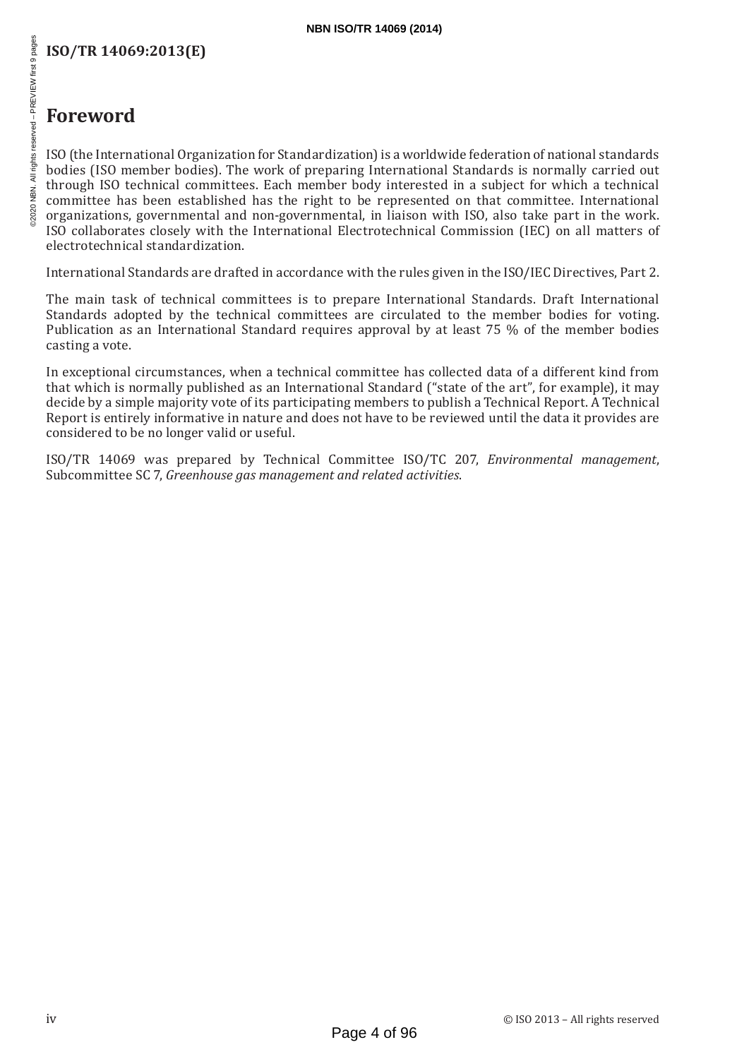# Foreword

ISO (the International Organization for Standardization) is a worldwide federation of national standards bodies (ISO member bodies). The work of preparing International Standards is normally carried out through ISO technical committees. Each member body interested in a subject for which a technical committee has been established has the right to be represented on that committee. International organizations, governmental and non-governmental, in liaison with ISO, also take part in the work. ISO collaborates closely with the International Electrotechnical Commission (IEC) on all matters of electrotechnical standardization.

International Standards are drafted in accordance with the rules given in the ISO/IEC Directives, Part 2.

The main task of technical committees is to prepare International Standards. Draft International Standards adopted by the technical committees are circulated to the member bodies for voting. Publication as an International Standard requires approval by at least 75 % of the member bodies casting a vote.

In exceptional circumstances, when a technical committee has collected data of a different kind from that which is normally published as an International Standard ("state of the art", for example), it may decide by a simple majority vote of its participating members to publish a Technical Report. A Technical Report is entirely informative in nature and does not have to be reviewed until the data it provides are considered to be no longer valid or useful.

ISO/TR 14069 was prepared by Technical Committee ISO/TC 207, *Environmental management*, Subcommittee SC 7, *Greenhouse gas management and related activities*.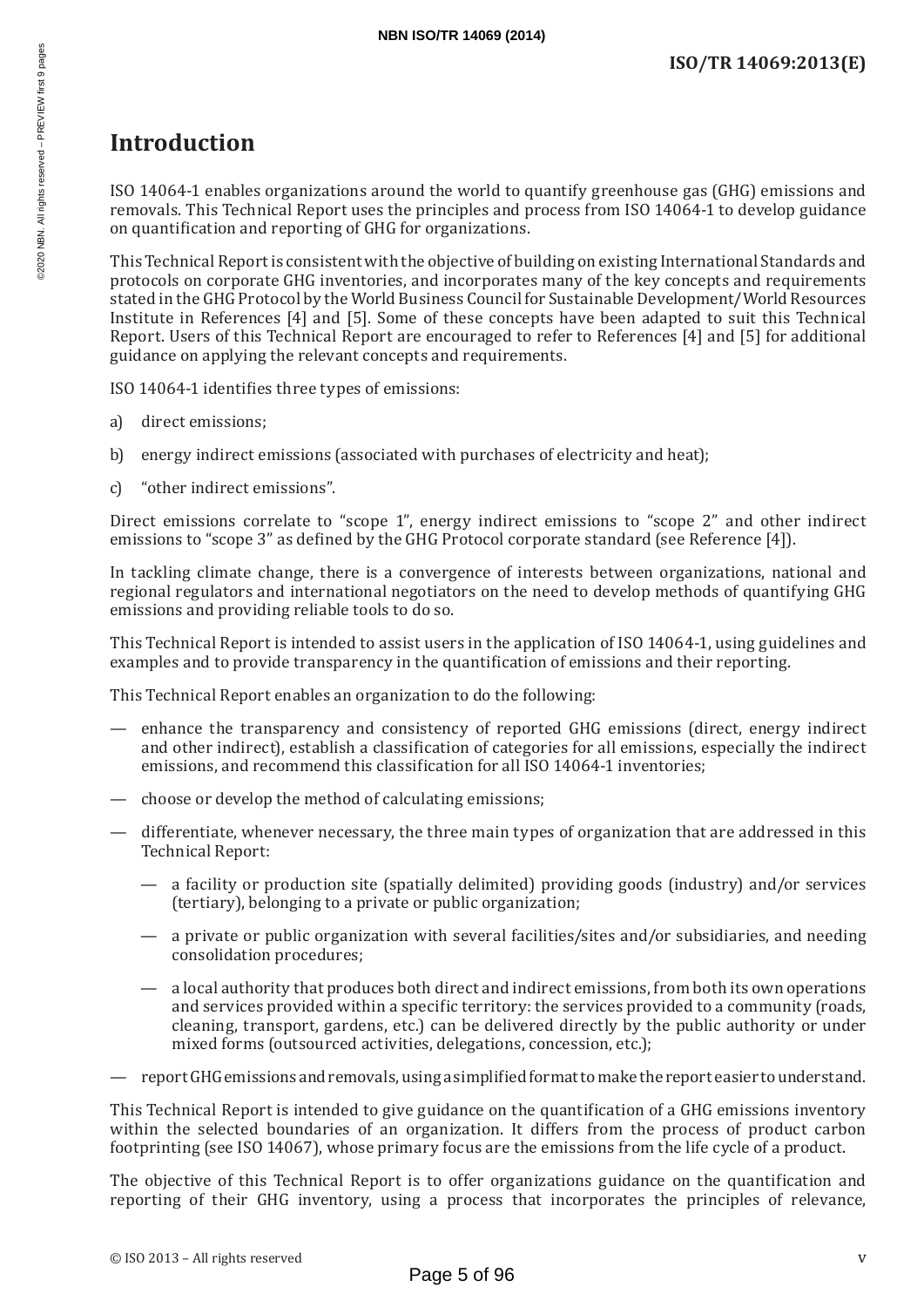# Introduction

ISO 14064-1 enables organizations around the world to quantify greenhouse gas (GHG) emissions and removals. This Technical Report uses the principles and process from ISO 14064-1 to develop guidance on quantification and reporting of GHG for organizations.

This Technical Report is consistent with the objective of building on existing International Standards and protocols on corporate GHG inventories, and incorporates many of the key concepts and requirements stated in the GHG Protocol by the World Business Council for Sustainable Development/World Resources Institute in References [4] and [5]. Some of these concepts have been adapted to suit this Technical Report. Users of this Technical Report are encouraged to refer to References [4] and [5] for additional guidance on applying the relevant concepts and requirements.

ISO 14064-1 identifies three types of emissions:

a) direct emissions;

b) energy indirect emissions (associated with purchases of electricity and heat);

c) "other indirect emissions".

Direct emissions correlate to "scope 1", energy indirect emissions to "scope 2" and other indirect emissions to "scope 3" as defined by the GHG Protocol corporate standard (see Reference [4]).

In tackling climate change, there is a convergence of interests between organizations, national and regional regulators and international negotiators on the need to develop methods of quantifying GHG emissions and providing reliable tools to do so.

This Technical Report is intended to assist users in the application of ISO 14064-1, using guidelines and examples and to provide transparency in the quantification of emissions and their reporting.

This Technical Report enables an organization to do the following:

— enhance the transparency and consistency of reported GHG emissions (direct, energy indirect and other indirect), establish a classification of categories for all emissions, especially the indirect emissions, and recommend this classification for all ISO 14064-1 inventories;

— choose or develop the method of calculating emissions;

— differentiate, whenever necessary, the three main types of organization that are addressed in this Technical Report:

  — a facility or production site (spatially delimited) providing goods (industry) and/or services (tertiary), belonging to a private or public organization;

  — a private or public organization with several facilities/sites and/or subsidiaries, and needing consolidation procedures;

  — a local authority that produces both direct and indirect emissions, from both its own operations and services provided within a specific territory: the services provided to a community (roads, cleaning, transport, gardens, etc.) can be delivered directly by the public authority or under mixed forms (outsourced activities, delegations, concession, etc.);

— report GHG emissions and removals, using a simplified format to make the report easier to understand.

This Technical Report is intended to give guidance on the quantification of a GHG emissions inventory within the selected boundaries of an organization. It differs from the process of product carbon footprinting (see ISO 14067), whose primary focus are the emissions from the life cycle of a product.

The objective of this Technical Report is to offer organizations guidance on the quantification and reporting of their GHG inventory, using a process that incorporates the principles of relevance,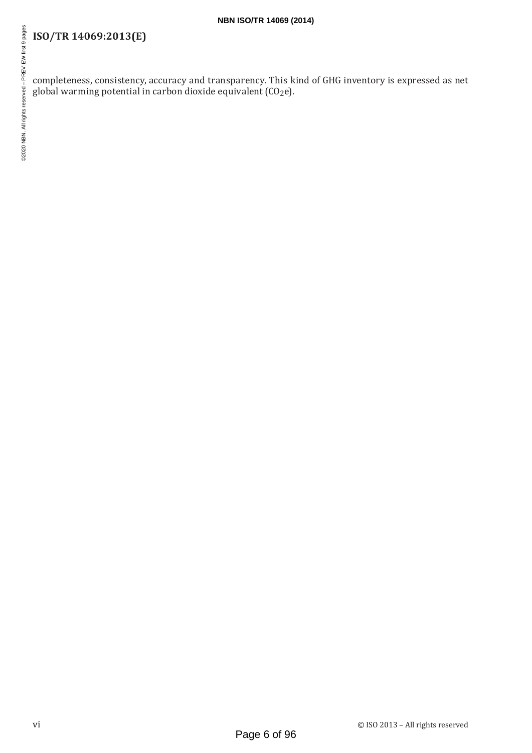completeness, consistency, accuracy and transparency. This kind of GHG inventory is expressed as net global warming potential in carbon dioxide equivalent ($CO_2e$).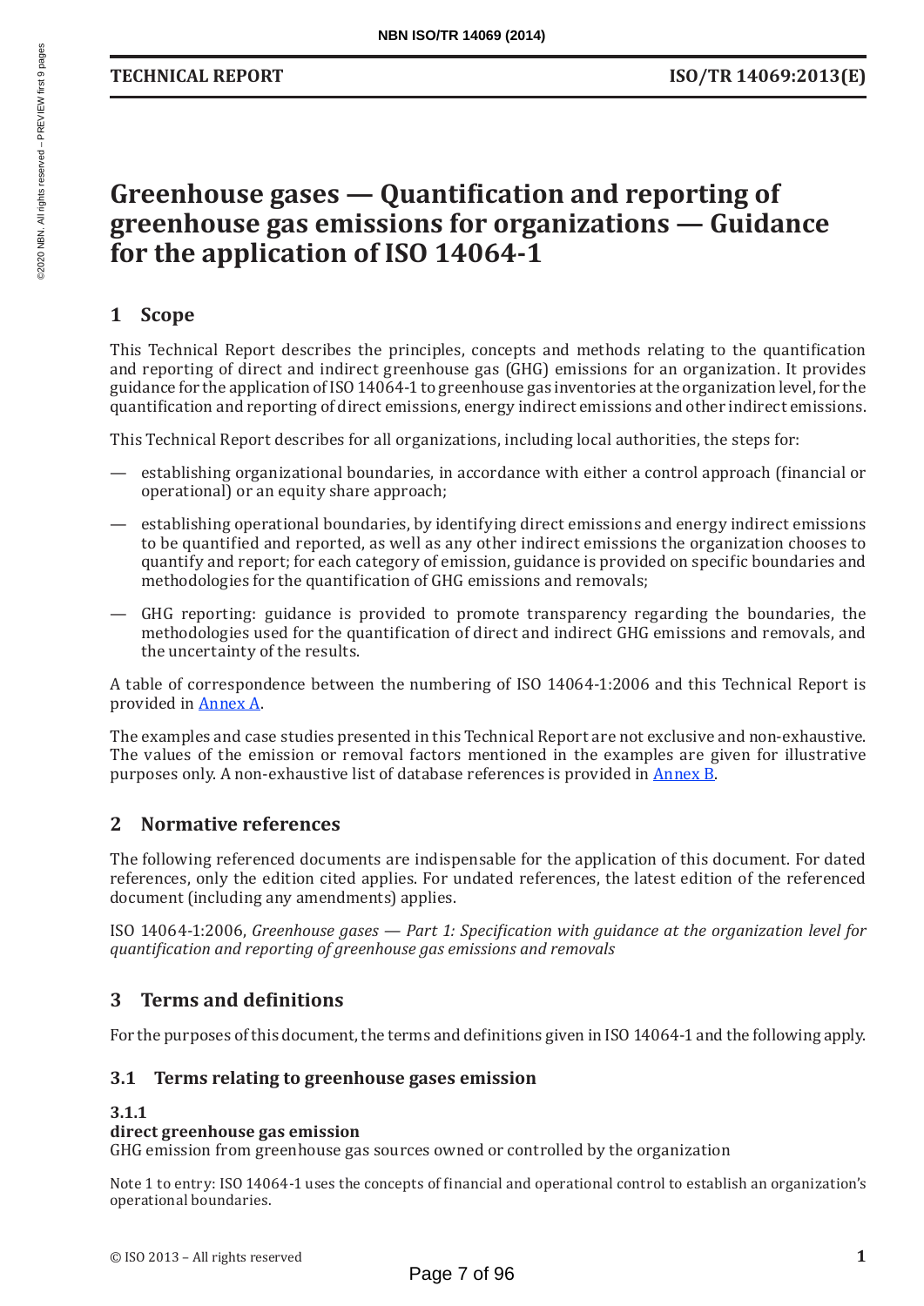# Greenhouse gases — Quantification and reporting of greenhouse gas emissions for organizations — Guidance for the application of ISO 14064-1

## 1 Scope

This Technical Report describes the principles, concepts and methods relating to the quantification and reporting of direct and indirect greenhouse gas (GHG) emissions for an organization. It provides guidance for the application of ISO 14064-1 to greenhouse gas inventories at the organization level, for the quantification and reporting of direct emissions, energy indirect emissions and other indirect emissions.

This Technical Report describes for all organizations, including local authorities, the steps for:

— establishing organizational boundaries, in accordance with either a control approach (financial or operational) or an equity share approach;

— establishing operational boundaries, by identifying direct emissions and energy indirect emissions to be quantified and reported, as well as any other indirect emissions the organization chooses to quantify and report; for each category of emission, guidance is provided on specific boundaries and methodologies for the quantification of GHG emissions and removals;

— GHG reporting: guidance is provided to promote transparency regarding the boundaries, the methodologies used for the quantification of direct and indirect GHG emissions and removals, and the uncertainty of the results.

A table of correspondence between the numbering of ISO 14064-1:2006 and this Technical Report is provided in Annex A.

The examples and case studies presented in this Technical Report are not exclusive and non-exhaustive. The values of the emission or removal factors mentioned in the examples are given for illustrative purposes only. A non-exhaustive list of database references is provided in Annex B.

## 2 Normative references

The following referenced documents are indispensable for the application of this document. For dated references, only the edition cited applies. For undated references, the latest edition of the referenced document (including any amendments) applies.

ISO 14064-1:2006, *Greenhouse gases — Part 1: Specification with guidance at the organization level for quantification and reporting of greenhouse gas emissions and removals*

## 3 Terms and definitions

For the purposes of this document, the terms and definitions given in ISO 14064-1 and the following apply.

### 3.1 Terms relating to greenhouse gases emission

**3.1.1**
**direct greenhouse gas emission**
GHG emission from greenhouse gas sources owned or controlled by the organization

Note 1 to entry: ISO 14064-1 uses the concepts of financial and operational control to establish an organization's operational boundaries.